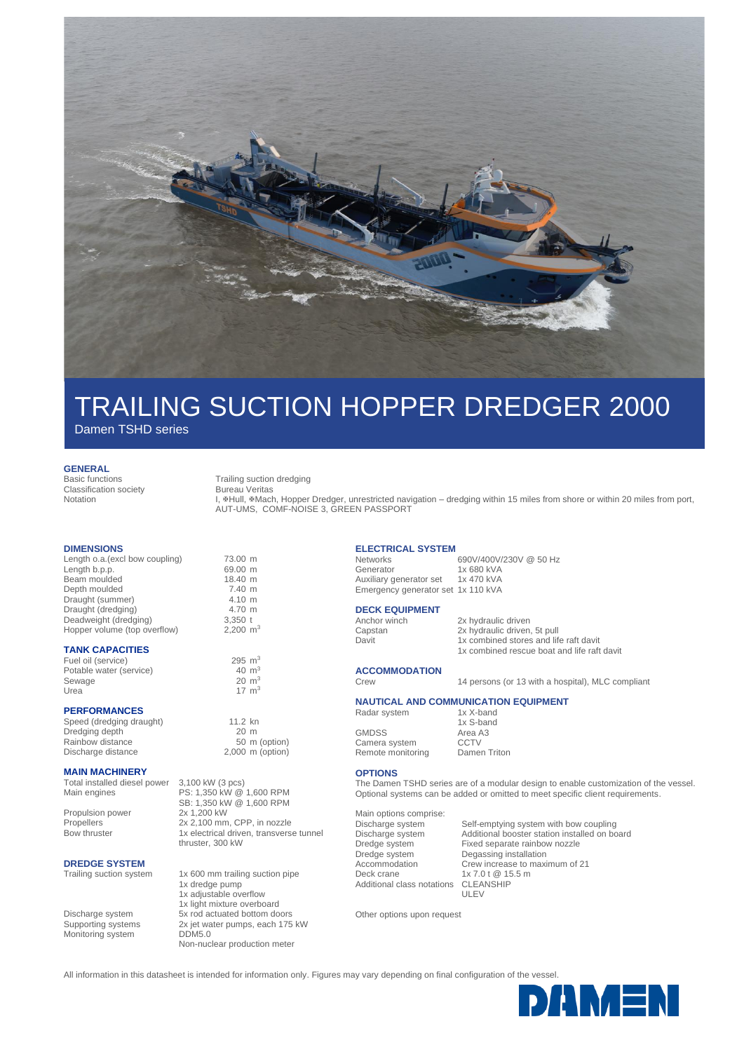# TRAILING SUCTION HOPPER DREDGER 2000

Damen TSHD series

## GENERAL

| | |
|---|---|
| Basic functions | Trailing suction dredging |
| Classification society | Bureau Veritas |
| Notation | I, ✠Hull, ✠Mach, Hopper Dredger, unrestricted navigation – dredging within 15 miles from shore or within 20 miles from port, AUT-UMS, COMF-NOISE 3, GREEN PASSPORT |

## DIMENSIONS

| | |
|---|---|
| Length o.a.(excl bow coupling) | 73.00 m |
| Length b.p.p. | 69.00 m |
| Beam moulded | 18.40 m |
| Depth moulded | 7.40 m |
| Draught (summer) | 4.10 m |
| Draught (dredging) | 4.70 m |
| Deadweight (dredging) | 3,350 t |
| Hopper volume (top overflow) | 2,200 $m^3$ |

## TANK CAPACITIES

| | |
|---|---|
| Fuel oil (service) | 295 $m^3$ |
| Potable water (service) | 40 $m^3$ |
| Sewage | 20 $m^3$ |
| Urea | 17 $m^3$ |

## PERFORMANCES

| | |
|---|---|
| Speed (dredging draught) | 11.2 kn |
| Dredging depth | 20 m |
| Rainbow distance | 50 m (option) |
| Discharge distance | 2,000 m (option) |

## MAIN MACHINERY

| | |
|---|---|
| Total installed diesel power | 3,100 kW (3 pcs) |
| Main engines | PS: 1,350 kW @ 1,600 RPM<br>SB: 1,350 kW @ 1,600 RPM |
| Propulsion power | 2x 1,200 kW |
| Propellers | 2x 2,100 mm, CPP, in nozzle |
| Bow thruster | 1x electrical driven, transverse tunnel thruster, 300 kW |

## DREDGE SYSTEM

| | |
|---|---|
| Trailing suction system | 1x 600 mm trailing suction pipe<br>1x dredge pump<br>1x adjustable overflow<br>1x light mixture overboard |
| Discharge system | 5x rod actuated bottom doors |
| Supporting systems | 2x jet water pumps, each 175 kW |
| Monitoring system | DDM5.0<br>Non-nuclear production meter |

## ELECTRICAL SYSTEM

| | |
|---|---|
| Networks | 690V/400V/230V @ 50 Hz |
| Generator | 1x 680 kVA |
| Auxiliary generator set | 1x 470 kVA |
| Emergency generator set | 1x 110 kVA |

## DECK EQUIPMENT

| | |
|---|---|
| Anchor winch | 2x hydraulic driven |
| Capstan | 2x hydraulic driven, 5t pull |
| Davit | 1x combined stores and life raft davit<br>1x combined rescue boat and life raft davit |

## ACCOMMODATION

| | |
|---|---|
| Crew | 14 persons (or 13 with a hospital), MLC compliant |

## NAUTICAL AND COMMUNICATION EQUIPMENT

| | |
|---|---|
| Radar system | 1x X-band<br>1x S-band |
| GMDSS | Area A3 |
| Camera system | CCTV |
| Remote monitoring | Damen Triton |

## OPTIONS

The Damen TSHD series are of a modular design to enable customization of the vessel. Optional systems can be added or omitted to meet specific client requirements.

Main options comprise:

| | |
|---|---|
| Discharge system | Self-emptying system with bow coupling |
| Discharge system | Additional booster station installed on board |
| Dredge system | Fixed separate rainbow nozzle |
| Dredge system | Degassing installation |
| Accommodation | Crew increase to maximum of 21 |
| Deck crane | 1x 7.0 t @ 15.5 m |
| Additional class notations | CLEANSHIP<br>ULEV |

Other options upon request

All information in this datasheet is intended for information only. Figures may vary depending on final configuration of the vessel.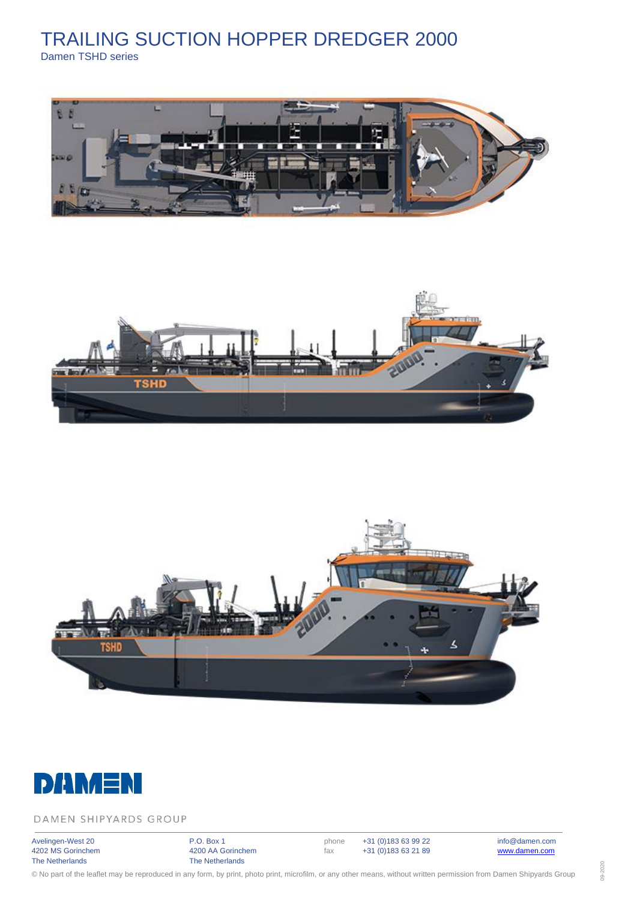# TRAILING SUCTION HOPPER DREDGER 2000

Damen TSHD series

DAMEN SHIPYARDS GROUP

Avelingen-West 20
4202 MS Gorinchem
The Netherlands

P.O. Box 1
4200 AA Gorinchem
The Netherlands

phone +31 (0)183 63 99 22
fax +31 (0)183 63 21 89

info@damen.com
www.damen.com

© No part of the leaflet may be reproduced in any form, by print, photo print, microfilm, or any other means, without written permission from Damen Shipyards Group

09-2020